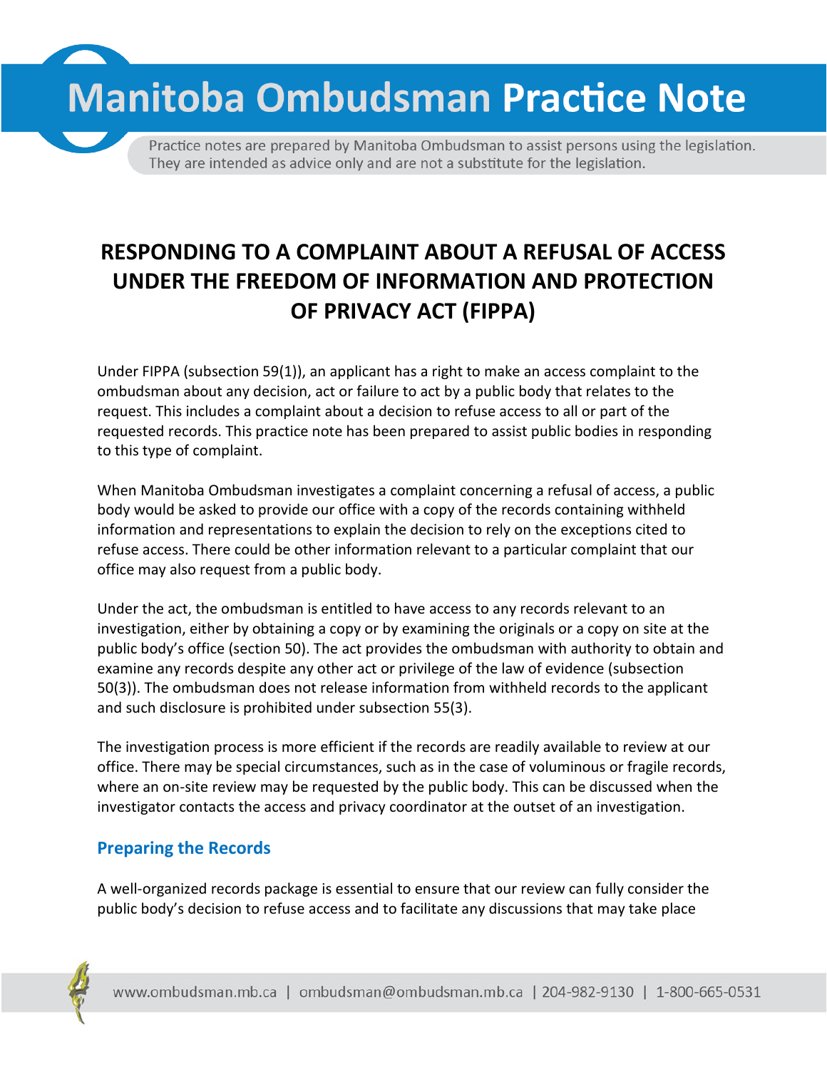# Manitoba Ombudsman Practice Note

Practice notes are prepared by Manitoba Ombudsman to assist persons using the legislation. They are intended as advice only and are not a substitute for the legislation.

## RESPONDING TO A COMPLAINT ABOUT A REFUSAL OF ACCESS UNDER THE FREEDOM OF INFORMATION AND PROTECTION OF PRIVACY ACT (FIPPA)

Under FIPPA (subsection 59(1)), an applicant has a right to make an access complaint to the ombudsman about any decision, act or failure to act by a public body that relates to the request. This includes a complaint about a decision to refuse access to all or part of the requested records. This practice note has been prepared to assist public bodies in responding to this type of complaint.

When Manitoba Ombudsman investigates a complaint concerning a refusal of access, a public body would be asked to provide our office with a copy of the records containing withheld information and representations to explain the decision to rely on the exceptions cited to refuse access. There could be other information relevant to a particular complaint that our office may also request from a public body.

Under the act, the ombudsman is entitled to have access to any records relevant to an investigation, either by obtaining a copy or by examining the originals or a copy on site at the public body's office (section 50). The act provides the ombudsman with authority to obtain and examine any records despite any other act or privilege of the law of evidence (subsection 50(3)). The ombudsman does not release information from withheld records to the applicant and such disclosure is prohibited under subsection 55(3).

The investigation process is more efficient if the records are readily available to review at our office. There may be special circumstances, such as in the case of voluminous or fragile records, where an on-site review may be requested by the public body. This can be discussed when the investigator contacts the access and privacy coordinator at the outset of an investigation.

### Preparing the Records

A well-organized records package is essential to ensure that our review can fully consider the public body's decision to refuse access and to facilitate any discussions that may take place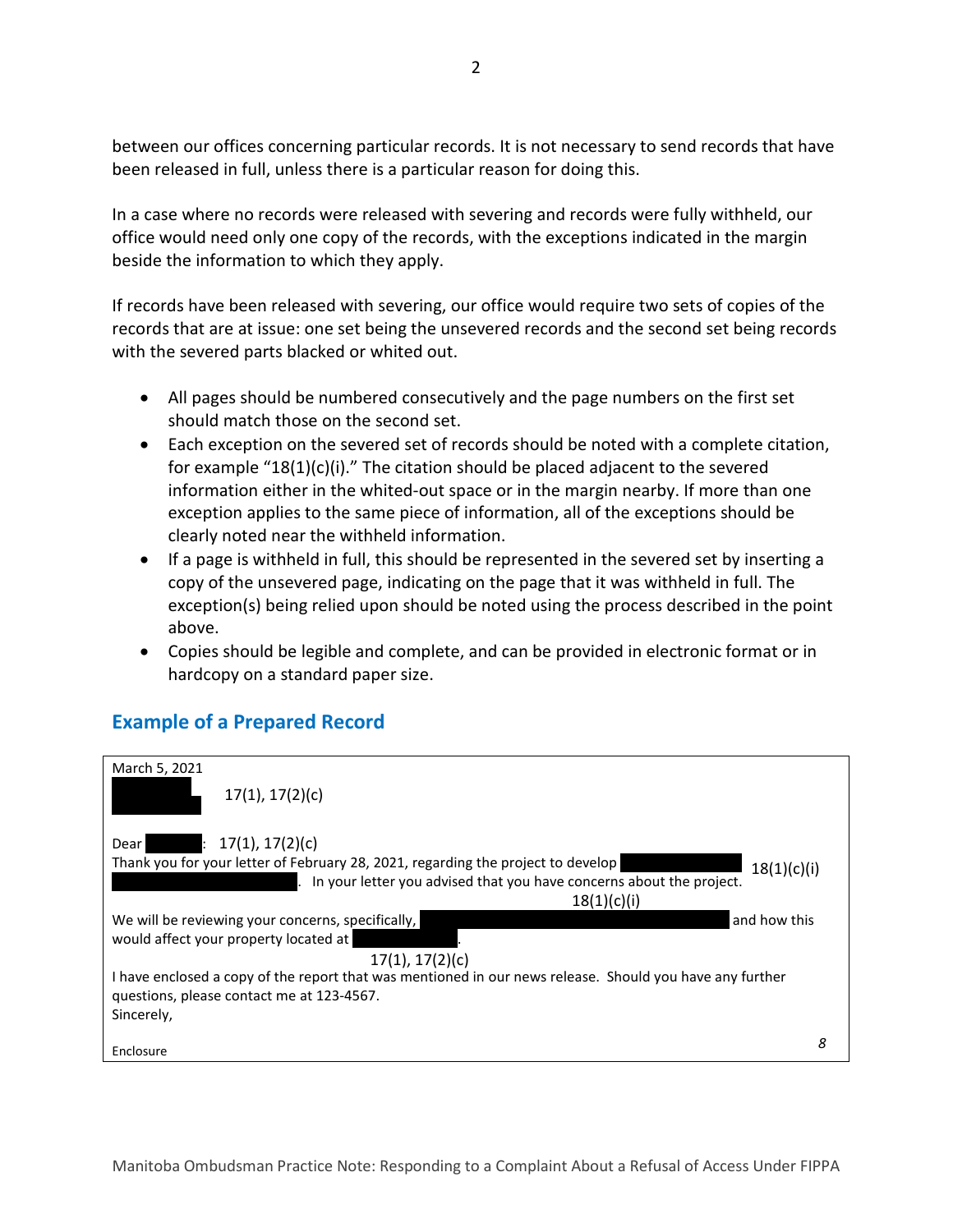between our offices concerning particular records. It is not necessary to send records that have been released in full, unless there is a particular reason for doing this.

In a case where no records were released with severing and records were fully withheld, our office would need only one copy of the records, with the exceptions indicated in the margin beside the information to which they apply.

If records have been released with severing, our office would require two sets of copies of the records that are at issue: one set being the unsevered records and the second set being records with the severed parts blacked or whited out.

- All pages should be numbered consecutively and the page numbers on the first set should match those on the second set.
- Each exception on the severed set of records should be noted with a complete citation, for example "18(1)(c)(i)." The citation should be placed adjacent to the severed information either in the whited-out space or in the margin nearby. If more than one exception applies to the same piece of information, all of the exceptions should be clearly noted near the withheld information.
- If a page is withheld in full, this should be represented in the severed set by inserting a copy of the unsevered page, indicating on the page that it was withheld in full. The exception(s) being relied upon should be noted using the process described in the point above.
- Copies should be legible and complete, and can be provided in electronic format or in hardcopy on a standard paper size.

## Example of a Prepared Record

March 5, 2021

█████ 17(1), 17(2)(c)

Dear ████: 17(1), 17(2)(c)

Thank you for your letter of February 28, 2021, regarding the project to develop ████████ 18(1)(c)(i) ████████. In your letter you advised that you have concerns about the project.

18(1)(c)(i)

We will be reviewing your concerns, specifically, ████████████ and how this would affect your property located at ██████.

17(1), 17(2)(c)

I have enclosed a copy of the report that was mentioned in our news release. Should you have any further questions, please contact me at 123-4567.

Sincerely,

Enclosure

*8*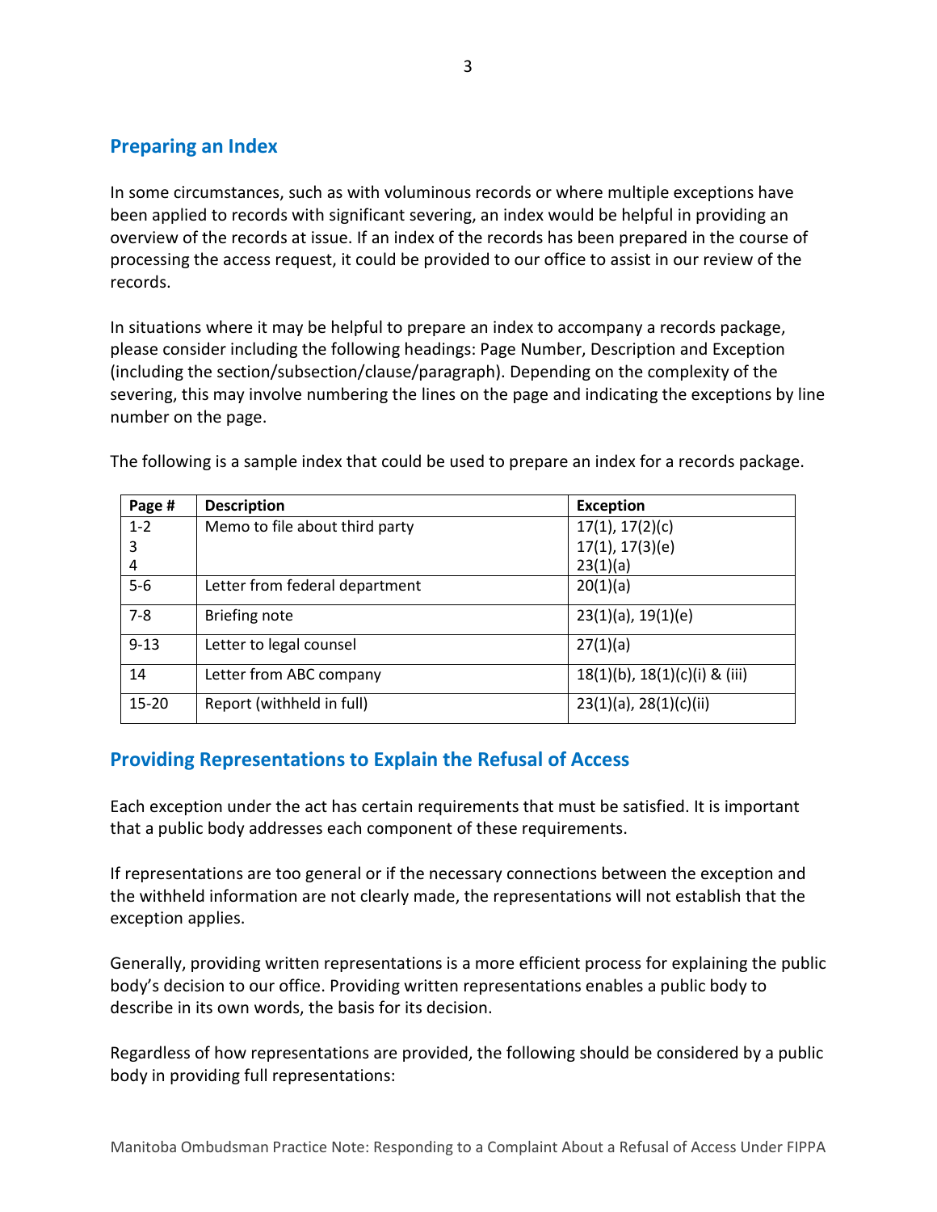## Preparing an Index

In some circumstances, such as with voluminous records or where multiple exceptions have been applied to records with significant severing, an index would be helpful in providing an overview of the records at issue. If an index of the records has been prepared in the course of processing the access request, it could be provided to our office to assist in our review of the records.

In situations where it may be helpful to prepare an index to accompany a records package, please consider including the following headings: Page Number, Description and Exception (including the section/subsection/clause/paragraph). Depending on the complexity of the severing, this may involve numbering the lines on the page and indicating the exceptions by line number on the page.

The following is a sample index that could be used to prepare an index for a records package.

| Page # | Description | Exception |
|---|---|---|
| 1-2<br>3<br>4 | Memo to file about third party | 17(1), 17(2)(c)<br>17(1), 17(3)(e)<br>23(1)(a) |
| 5-6 | Letter from federal department | 20(1)(a) |
| 7-8 | Briefing note | 23(1)(a), 19(1)(e) |
| 9-13 | Letter to legal counsel | 27(1)(a) |
| 14 | Letter from ABC company | 18(1)(b), 18(1)(c)(i) & (iii) |
| 15-20 | Report (withheld in full) | 23(1)(a), 28(1)(c)(ii) |

## Providing Representations to Explain the Refusal of Access

Each exception under the act has certain requirements that must be satisfied. It is important that a public body addresses each component of these requirements.

If representations are too general or if the necessary connections between the exception and the withheld information are not clearly made, the representations will not establish that the exception applies.

Generally, providing written representations is a more efficient process for explaining the public body's decision to our office. Providing written representations enables a public body to describe in its own words, the basis for its decision.

Regardless of how representations are provided, the following should be considered by a public body in providing full representations: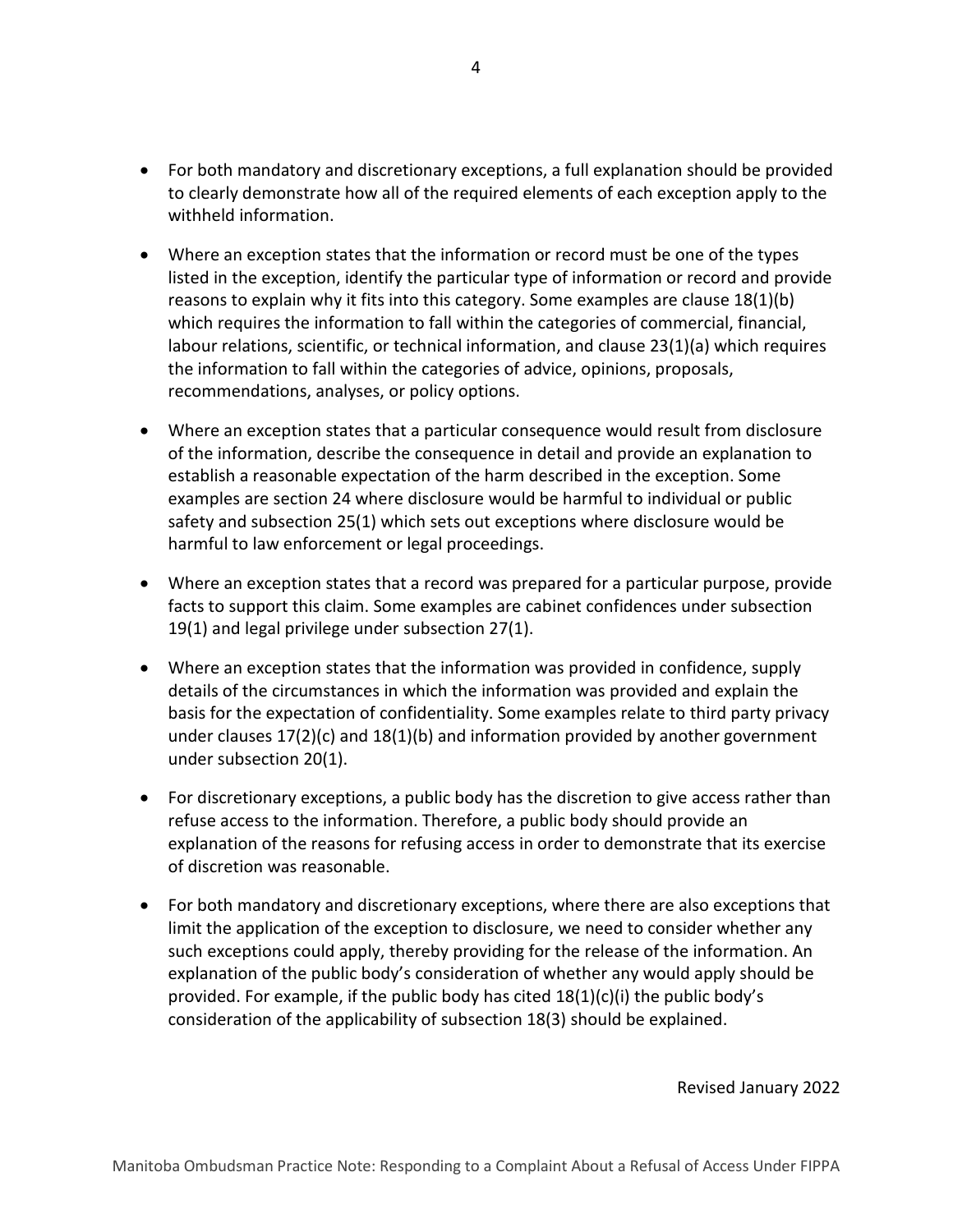- For both mandatory and discretionary exceptions, a full explanation should be provided to clearly demonstrate how all of the required elements of each exception apply to the withheld information.

- Where an exception states that the information or record must be one of the types listed in the exception, identify the particular type of information or record and provide reasons to explain why it fits into this category. Some examples are clause 18(1)(b) which requires the information to fall within the categories of commercial, financial, labour relations, scientific, or technical information, and clause 23(1)(a) which requires the information to fall within the categories of advice, opinions, proposals, recommendations, analyses, or policy options.

- Where an exception states that a particular consequence would result from disclosure of the information, describe the consequence in detail and provide an explanation to establish a reasonable expectation of the harm described in the exception. Some examples are section 24 where disclosure would be harmful to individual or public safety and subsection 25(1) which sets out exceptions where disclosure would be harmful to law enforcement or legal proceedings.

- Where an exception states that a record was prepared for a particular purpose, provide facts to support this claim. Some examples are cabinet confidences under subsection 19(1) and legal privilege under subsection 27(1).

- Where an exception states that the information was provided in confidence, supply details of the circumstances in which the information was provided and explain the basis for the expectation of confidentiality. Some examples relate to third party privacy under clauses 17(2)(c) and 18(1)(b) and information provided by another government under subsection 20(1).

- For discretionary exceptions, a public body has the discretion to give access rather than refuse access to the information. Therefore, a public body should provide an explanation of the reasons for refusing access in order to demonstrate that its exercise of discretion was reasonable.

- For both mandatory and discretionary exceptions, where there are also exceptions that limit the application of the exception to disclosure, we need to consider whether any such exceptions could apply, thereby providing for the release of the information. An explanation of the public body's consideration of whether any would apply should be provided. For example, if the public body has cited 18(1)(c)(i) the public body's consideration of the applicability of subsection 18(3) should be explained.

Revised January 2022